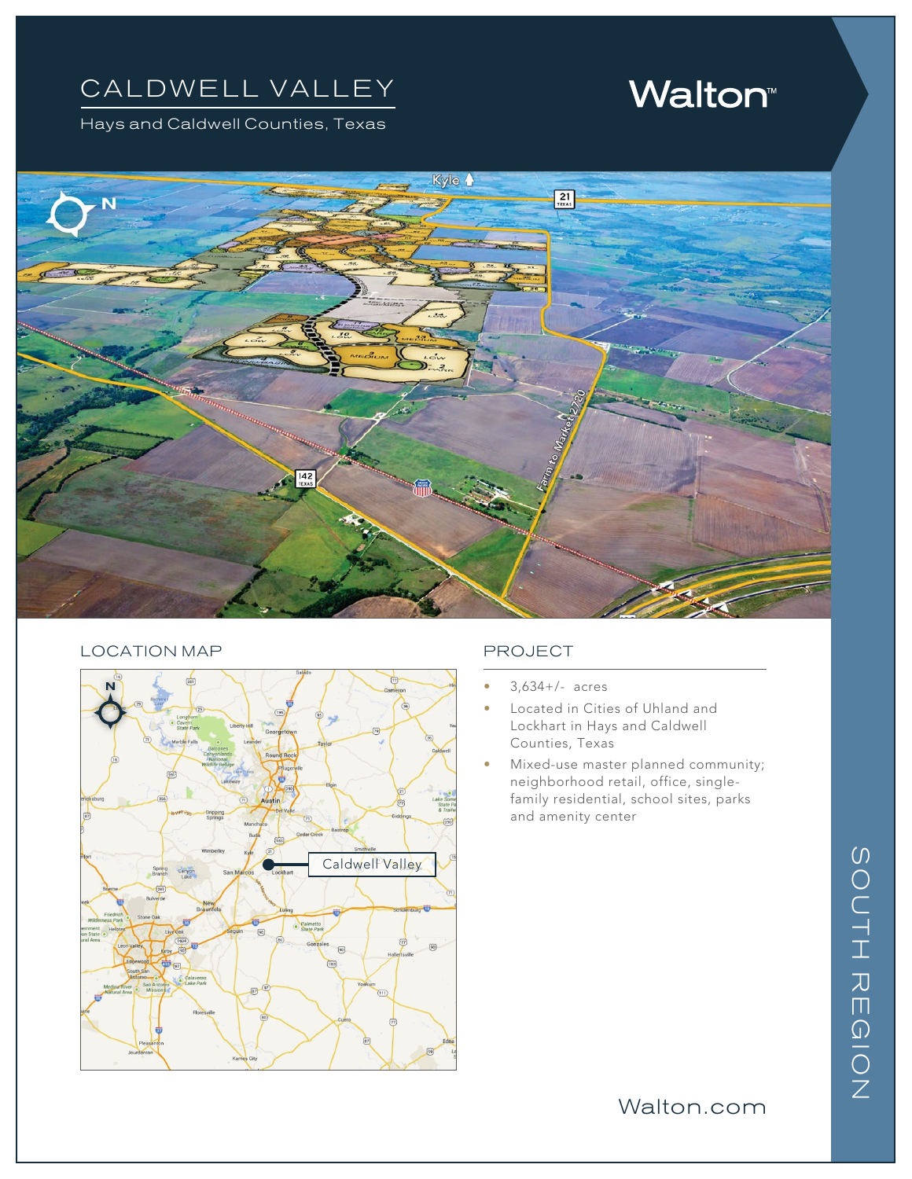# CALDWELL VALLEY

Hays and Caldwell Counties, Texas

Walton™

## LOCATION MAP

## PROJECT

- 3,634+/- acres
- Located in Cities of Uhland and Lockhart in Hays and Caldwell Counties, Texas
- Mixed-use master planned community; neighborhood retail, office, single-family residential, school sites, parks and amenity center

Walton.com

SOUTH REGION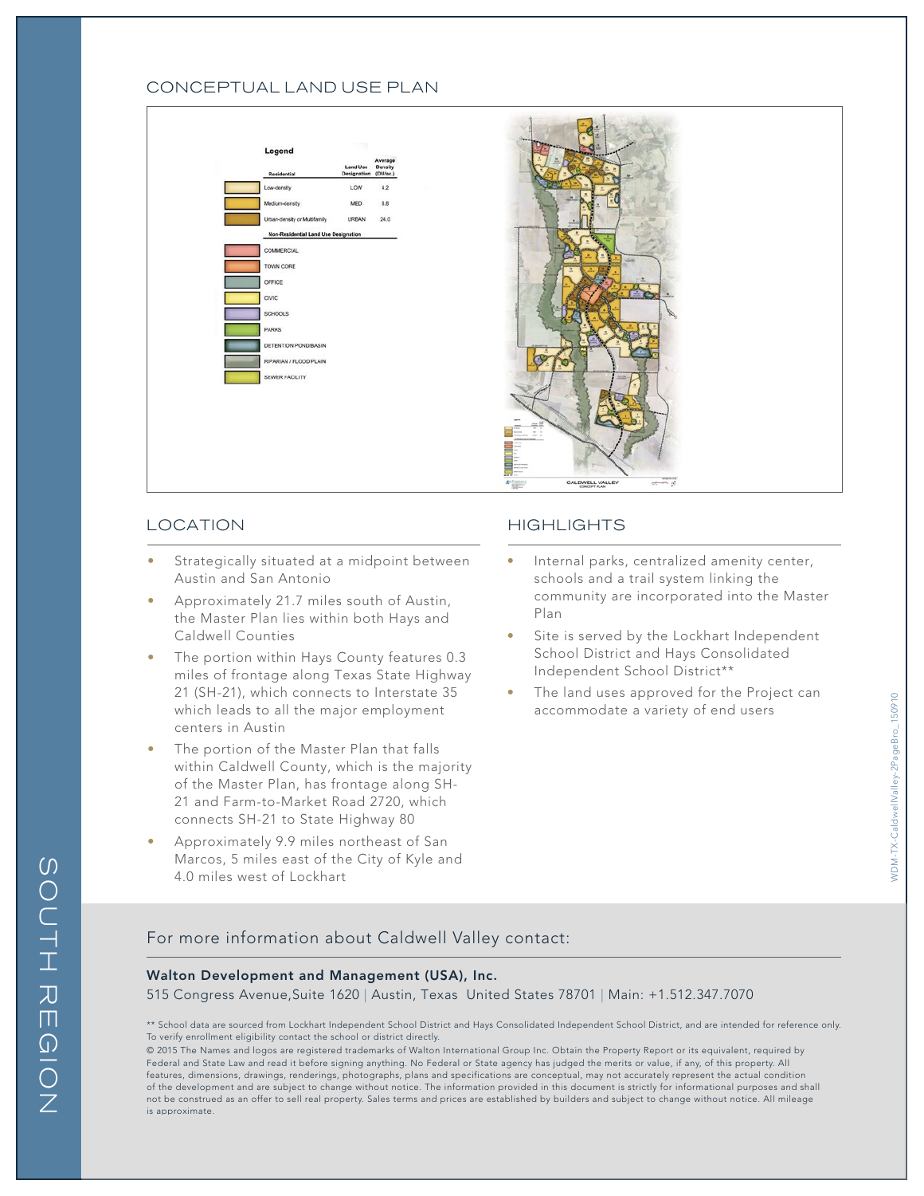## CONCEPTUAL LAND USE PLAN

Legend

| Residential | Land Use Designation | Average Density (DU/ac.) |
| --- | --- | --- |
| Low-density | LOW | 4.2 |
| Medium-density | MED | 8.8 |
| Urban-density or Multifamily | URBAN | 24.0 |

Non-Residential Land Use Designation

- COMMERCIAL
- TOWN CORE
- OFFICE
- CIVIC
- SCHOOLS
- PARKS
- DETENTION POND/BASIN
- RIPARIAN / FLOODPLAIN
- SEWER FACILITY

CALDWELL VALLEY
CONCEPT PLAN

## LOCATION

- Strategically situated at a midpoint between Austin and San Antonio
- Approximately 21.7 miles south of Austin, the Master Plan lies within both Hays and Caldwell Counties
- The portion within Hays County features 0.3 miles of frontage along Texas State Highway 21 (SH-21), which connects to Interstate 35 which leads to all the major employment centers in Austin
- The portion of the Master Plan that falls within Caldwell County, which is the majority of the Master Plan, has frontage along SH-21 and Farm-to-Market Road 2720, which connects SH-21 to State Highway 80
- Approximately 9.9 miles northeast of San Marcos, 5 miles east of the City of Kyle and 4.0 miles west of Lockhart

## HIGHLIGHTS

- Internal parks, centralized amenity center, schools and a trail system linking the community are incorporated into the Master Plan
- Site is served by the Lockhart Independent School District and Hays Consolidated Independent School District**
- The land uses approved for the Project can accommodate a variety of end users

For more information about Caldwell Valley contact:

**Walton Development and Management (USA), Inc.**
515 Congress Avenue,Suite 1620 | Austin, Texas United States 78701 | Main: +1.512.347.7070

** School data are sourced from Lockhart Independent School District and Hays Consolidated Independent School District, and are intended for reference only. To verify enrollment eligibility contact the school or district directly.
© 2015 The Names and logos are registered trademarks of Walton International Group Inc. Obtain the Property Report or its equivalent, required by Federal and State Law and read it before signing anything. No Federal or State agency has judged the merits or value, if any, of this property. All features, dimensions, drawings, renderings, photographs, plans and specifications are conceptual, may not accurately represent the actual condition of the development and are subject to change without notice. The information provided in this document is strictly for informational purposes and shall not be construed as an offer to sell real property. Sales terms and prices are established by builders and subject to change without notice. All mileage is approximate.

WDM-TX-CaldwellValley-2PageBro_150910